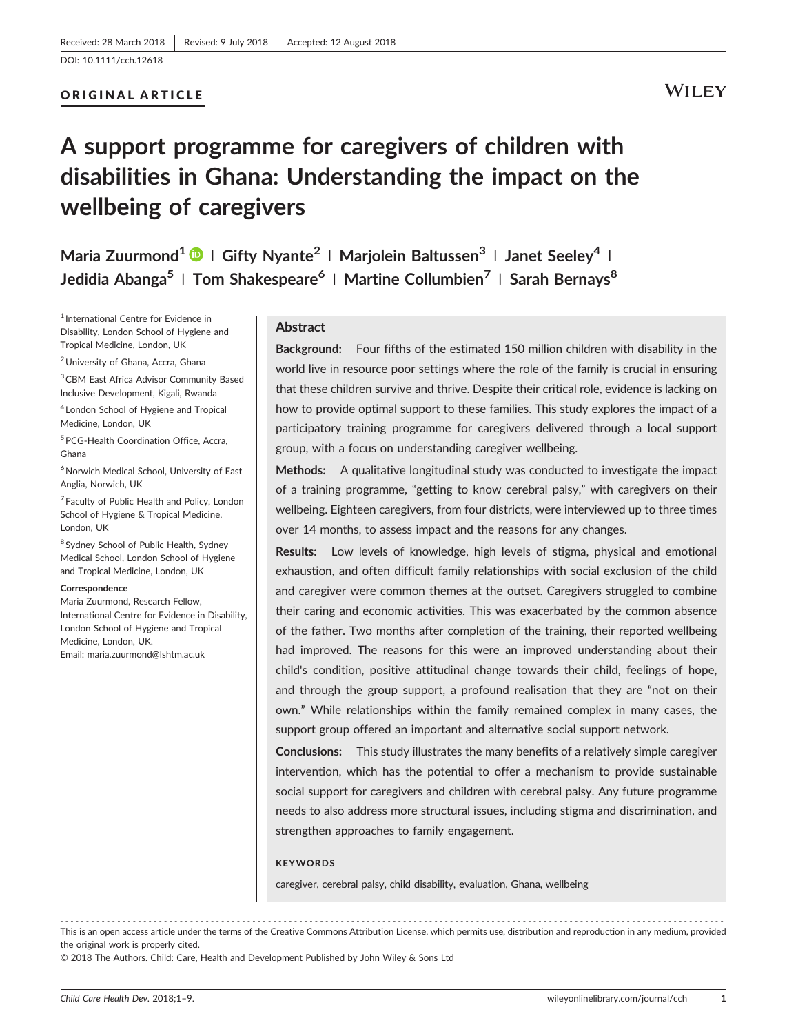Received: 28 March 2018 | Revised: 9 July 2018 | Accepted: 12 August 2018

DOI: 10.1111/cch.12618

ORIGINAL ARTICLE

# A support programme for caregivers of children with disabilities in Ghana: Understanding the impact on the wellbeing of caregivers

**Maria Zuurmond[1] | Gifty Nyante[2] | Marjolein Baltussen[3] | Janet Seeley[4] | Jedidia Abanga[5] | Tom Shakespeare[6] | Martine Collumbien[7] | Sarah Bernays[8]**

[1] International Centre for Evidence in Disability, London School of Hygiene and Tropical Medicine, London, UK

[2] University of Ghana, Accra, Ghana

[3] CBM East Africa Advisor Community Based Inclusive Development, Kigali, Rwanda

[4] London School of Hygiene and Tropical Medicine, London, UK

[5] PCG-Health Coordination Office, Accra, Ghana

[6] Norwich Medical School, University of East Anglia, Norwich, UK

[7] Faculty of Public Health and Policy, London School of Hygiene & Tropical Medicine, London, UK

[8] Sydney School of Public Health, Sydney Medical School, London School of Hygiene and Tropical Medicine, London, UK

**Correspondence**
Maria Zuurmond, Research Fellow, International Centre for Evidence in Disability, London School of Hygiene and Tropical Medicine, London, UK.
Email: maria.zuurmond@lshtm.ac.uk

## Abstract

**Background:** Four fifths of the estimated 150 million children with disability in the world live in resource poor settings where the role of the family is crucial in ensuring that these children survive and thrive. Despite their critical role, evidence is lacking on how to provide optimal support to these families. This study explores the impact of a participatory training programme for caregivers delivered through a local support group, with a focus on understanding caregiver wellbeing.

**Methods:** A qualitative longitudinal study was conducted to investigate the impact of a training programme, "getting to know cerebral palsy," with caregivers on their wellbeing. Eighteen caregivers, from four districts, were interviewed up to three times over 14 months, to assess impact and the reasons for any changes.

**Results:** Low levels of knowledge, high levels of stigma, physical and emotional exhaustion, and often difficult family relationships with social exclusion of the child and caregiver were common themes at the outset. Caregivers struggled to combine their caring and economic activities. This was exacerbated by the common absence of the father. Two months after completion of the training, their reported wellbeing had improved. The reasons for this were an improved understanding about their child's condition, positive attitudinal change towards their child, feelings of hope, and through the group support, a profound realisation that they are "not on their own." While relationships within the family remained complex in many cases, the support group offered an important and alternative social support network.

**Conclusions:** This study illustrates the many benefits of a relatively simple caregiver intervention, which has the potential to offer a mechanism to provide sustainable social support for caregivers and children with cerebral palsy. Any future programme needs to also address more structural issues, including stigma and discrimination, and strengthen approaches to family engagement.

**KEYWORDS**

caregiver, cerebral palsy, child disability, evaluation, Ghana, wellbeing

This is an open access article under the terms of the Creative Commons Attribution License, which permits use, distribution and reproduction in any medium, provided the original work is properly cited.

© 2018 The Authors. Child: Care, Health and Development Published by John Wiley & Sons Ltd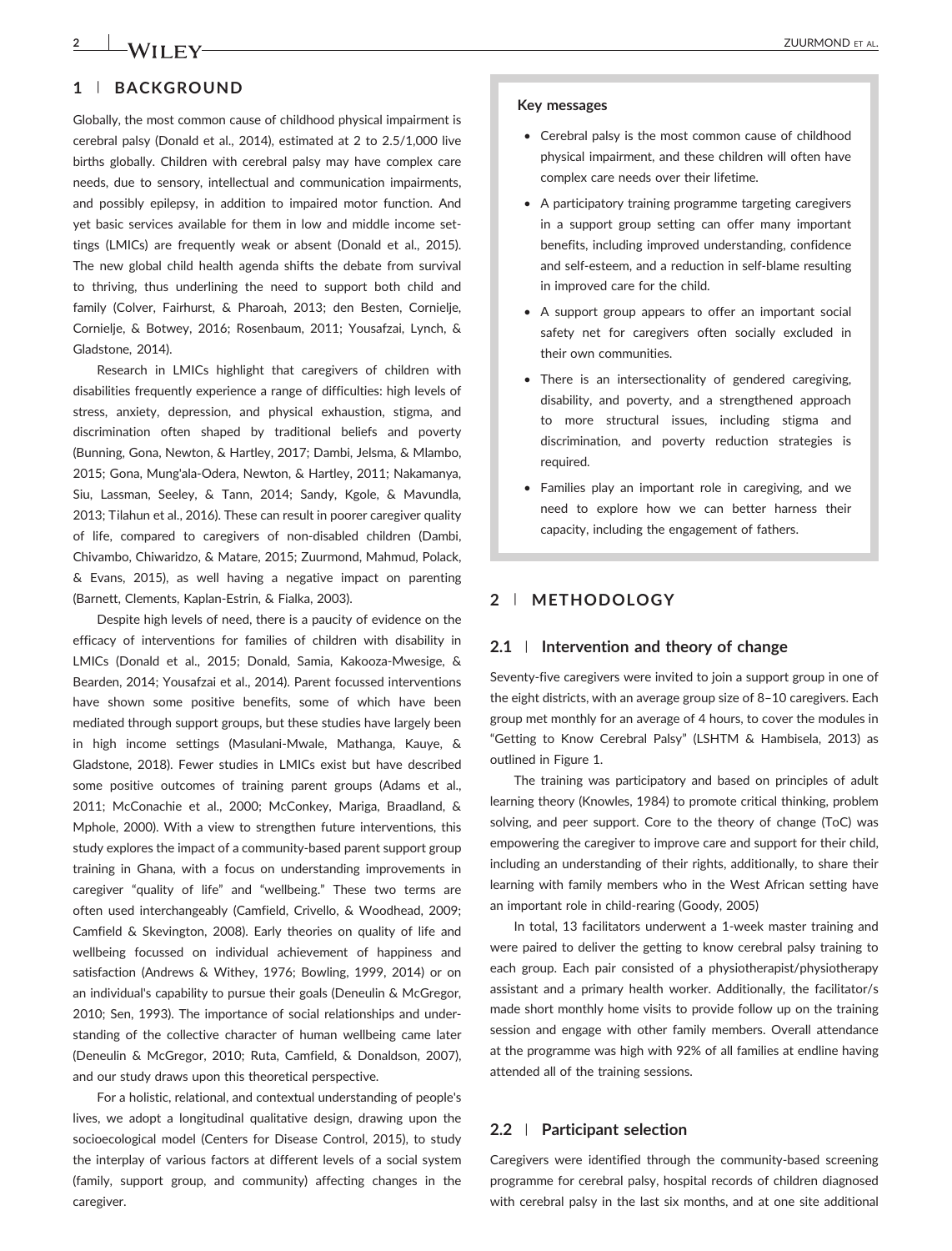## 1 | BACKGROUND

Globally, the most common cause of childhood physical impairment is cerebral palsy (Donald et al., 2014), estimated at 2 to 2.5/1,000 live births globally. Children with cerebral palsy may have complex care needs, due to sensory, intellectual and communication impairments, and possibly epilepsy, in addition to impaired motor function. And yet basic services available for them in low and middle income settings (LMICs) are frequently weak or absent (Donald et al., 2015). The new global child health agenda shifts the debate from survival to thriving, thus underlining the need to support both child and family (Colver, Fairhurst, & Pharoah, 2013; den Besten, Cornielje, Cornielje, & Botwey, 2016; Rosenbaum, 2011; Yousafzai, Lynch, & Gladstone, 2014).

Research in LMICs highlight that caregivers of children with disabilities frequently experience a range of difficulties: high levels of stress, anxiety, depression, and physical exhaustion, stigma, and discrimination often shaped by traditional beliefs and poverty (Bunning, Gona, Newton, & Hartley, 2017; Dambi, Jelsma, & Mlambo, 2015; Gona, Mung'ala-Odera, Newton, & Hartley, 2011; Nakamanya, Siu, Lassman, Seeley, & Tann, 2014; Sandy, Kgole, & Mavundla, 2013; Tilahun et al., 2016). These can result in poorer caregiver quality of life, compared to caregivers of non-disabled children (Dambi, Chivambo, Chiwaridzo, & Matare, 2015; Zuurmond, Mahmud, Polack, & Evans, 2015), as well having a negative impact on parenting (Barnett, Clements, Kaplan-Estrin, & Fialka, 2003).

Despite high levels of need, there is a paucity of evidence on the efficacy of interventions for families of children with disability in LMICs (Donald et al., 2015; Donald, Samia, Kakooza-Mwesige, & Bearden, 2014; Yousafzai et al., 2014). Parent focussed interventions have shown some positive benefits, some of which have been mediated through support groups, but these studies have largely been in high income settings (Masulani-Mwale, Mathanga, Kauye, & Gladstone, 2018). Fewer studies in LMICs exist but have described some positive outcomes of training parent groups (Adams et al., 2011; McConachie et al., 2000; McConkey, Mariga, Braadland, & Mphole, 2000). With a view to strengthen future interventions, this study explores the impact of a community-based parent support group training in Ghana, with a focus on understanding improvements in caregiver "quality of life" and "wellbeing." These two terms are often used interchangeably (Camfield, Crivello, & Woodhead, 2009; Camfield & Skevington, 2008). Early theories on quality of life and wellbeing focussed on individual achievement of happiness and satisfaction (Andrews & Withey, 1976; Bowling, 1999, 2014) or on an individual's capability to pursue their goals (Deneulin & McGregor, 2010; Sen, 1993). The importance of social relationships and understanding of the collective character of human wellbeing came later (Deneulin & McGregor, 2010; Ruta, Camfield, & Donaldson, 2007), and our study draws upon this theoretical perspective.

For a holistic, relational, and contextual understanding of people's lives, we adopt a longitudinal qualitative design, drawing upon the socioecological model (Centers for Disease Control, 2015), to study the interplay of various factors at different levels of a social system (family, support group, and community) affecting changes in the caregiver.

**Key messages**

- Cerebral palsy is the most common cause of childhood physical impairment, and these children will often have complex care needs over their lifetime.
- A participatory training programme targeting caregivers in a support group setting can offer many important benefits, including improved understanding, confidence and self-esteem, and a reduction in self-blame resulting in improved care for the child.
- A support group appears to offer an important social safety net for caregivers often socially excluded in their own communities.
- There is an intersectionality of gendered caregiving, disability, and poverty, and a strengthened approach to more structural issues, including stigma and discrimination, and poverty reduction strategies is required.
- Families play an important role in caregiving, and we need to explore how we can better harness their capacity, including the engagement of fathers.

## 2 | METHODOLOGY

### 2.1 | Intervention and theory of change

Seventy-five caregivers were invited to join a support group in one of the eight districts, with an average group size of 8–10 caregivers. Each group met monthly for an average of 4 hours, to cover the modules in "Getting to Know Cerebral Palsy" (LSHTM & Hambisela, 2013) as outlined in Figure 1.

The training was participatory and based on principles of adult learning theory (Knowles, 1984) to promote critical thinking, problem solving, and peer support. Core to the theory of change (ToC) was empowering the caregiver to improve care and support for their child, including an understanding of their rights, additionally, to share their learning with family members who in the West African setting have an important role in child-rearing (Goody, 2005)

In total, 13 facilitators underwent a 1-week master training and were paired to deliver the getting to know cerebral palsy training to each group. Each pair consisted of a physiotherapist/physiotherapy assistant and a primary health worker. Additionally, the facilitator/s made short monthly home visits to provide follow up on the training session and engage with other family members. Overall attendance at the programme was high with 92% of all families at endline having attended all of the training sessions.

### 2.2 | Participant selection

Caregivers were identified through the community-based screening programme for cerebral palsy, hospital records of children diagnosed with cerebral palsy in the last six months, and at one site additional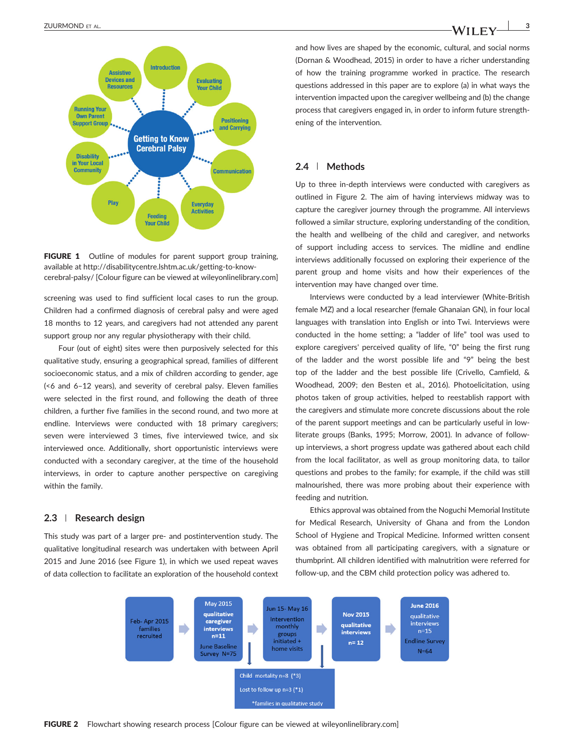**FIGURE 1** Outline of modules for parent support group training, available at http://disabilitycentre.lshtm.ac.uk/getting-to-know-cerebral-palsy/ [Colour figure can be viewed at wileyonlinelibrary.com]

screening was used to find sufficient local cases to run the group. Children had a confirmed diagnosis of cerebral palsy and were aged 18 months to 12 years, and caregivers had not attended any parent support group nor any regular physiotherapy with their child.

Four (out of eight) sites were then purposively selected for this qualitative study, ensuring a geographical spread, families of different socioeconomic status, and a mix of children according to gender, age (<6 and 6–12 years), and severity of cerebral palsy. Eleven families were selected in the first round, and following the death of three children, a further five families in the second round, and two more at endline. Interviews were conducted with 18 primary caregivers; seven were interviewed 3 times, five interviewed twice, and six interviewed once. Additionally, short opportunistic interviews were conducted with a secondary caregiver, at the time of the household interviews, in order to capture another perspective on caregiving within the family.

## 2.3 | Research design

This study was part of a larger pre- and postintervention study. The qualitative longitudinal research was undertaken with between April 2015 and June 2016 (see Figure 1), in which we used repeat waves of data collection to facilitate an exploration of the household context and how lives are shaped by the economic, cultural, and social norms (Dornan & Woodhead, 2015) in order to have a richer understanding of how the training programme worked in practice. The research questions addressed in this paper are to explore (a) in what ways the intervention impacted upon the caregiver wellbeing and (b) the change process that caregivers engaged in, in order to inform future strengthening of the intervention.

## 2.4 | Methods

Up to three in-depth interviews were conducted with caregivers as outlined in Figure 2. The aim of having interviews midway was to capture the caregiver journey through the programme. All interviews followed a similar structure, exploring understanding of the condition, the health and wellbeing of the child and caregiver, and networks of support including access to services. The midline and endline interviews additionally focussed on exploring their experience of the parent group and home visits and how their experiences of the intervention may have changed over time.

Interviews were conducted by a lead interviewer (White-British female MZ) and a local researcher (female Ghanaian GN), in four local languages with translation into English or into Twi. Interviews were conducted in the home setting; a "ladder of life" tool was used to explore caregivers' perceived quality of life, "0" being the first rung of the ladder and the worst possible life and "9" being the best top of the ladder and the best possible life (Crivello, Camfield, & Woodhead, 2009; den Besten et al., 2016). Photoelicitation, using photos taken of group activities, helped to reestablish rapport with the caregivers and stimulate more concrete discussions about the role of the parent support meetings and can be particularly useful in low-literate groups (Banks, 1995; Morrow, 2001). In advance of follow-up interviews, a short progress update was gathered about each child from the local facilitator, as well as group monitoring data, to tailor questions and probes to the family; for example, if the child was still malnourished, there was more probing about their experience with feeding and nutrition.

Ethics approval was obtained from the Noguchi Memorial Institute for Medical Research, University of Ghana and from the London School of Hygiene and Tropical Medicine. Informed written consent was obtained from all participating caregivers, with a signature or thumbprint. All children identified with malnutrition were referred for follow-up, and the CBM child protection policy was adhered to.

**FIGURE 2** Flowchart showing research process [Colour figure can be viewed at wileyonlinelibrary.com]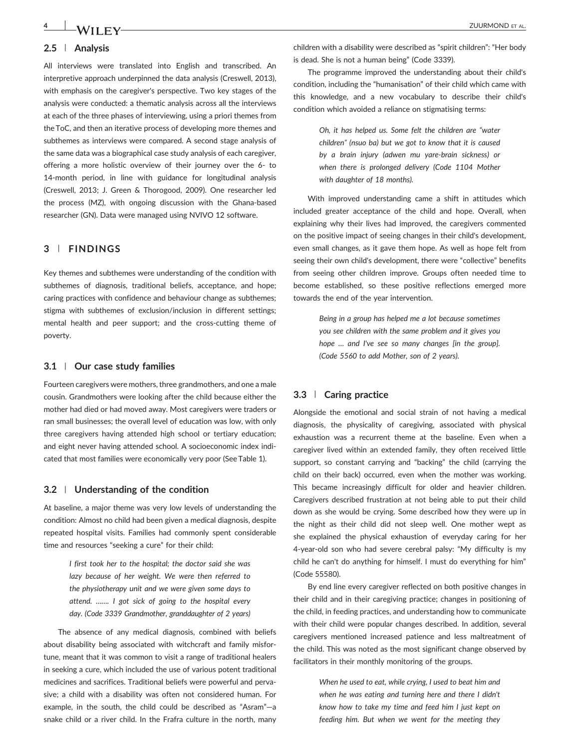### 2.5 | Analysis

All interviews were translated into English and transcribed. An interpretive approach underpinned the data analysis (Creswell, 2013), with emphasis on the caregiver's perspective. Two key stages of the analysis were conducted: a thematic analysis across all the interviews at each of the three phases of interviewing, using a priori themes from the ToC, and then an iterative process of developing more themes and subthemes as interviews were compared. A second stage analysis of the same data was a biographical case study analysis of each caregiver, offering a more holistic overview of their journey over the 6- to 14-month period, in line with guidance for longitudinal analysis (Creswell, 2013; J. Green & Thorogood, 2009). One researcher led the process (MZ), with ongoing discussion with the Ghana-based researcher (GN). Data were managed using NVIVO 12 software.

## 3 | FINDINGS

Key themes and subthemes were understanding of the condition with subthemes of diagnosis, traditional beliefs, acceptance, and hope; caring practices with confidence and behaviour change as subthemes; stigma with subthemes of exclusion/inclusion in different settings; mental health and peer support; and the cross-cutting theme of poverty.

### 3.1 | Our case study families

Fourteen caregivers were mothers, three grandmothers, and one a male cousin. Grandmothers were looking after the child because either the mother had died or had moved away. Most caregivers were traders or ran small businesses; the overall level of education was low, with only three caregivers having attended high school or tertiary education; and eight never having attended school. A socioeconomic index indicated that most families were economically very poor (See Table 1).

### 3.2 | Understanding of the condition

At baseline, a major theme was very low levels of understanding the condition: Almost no child had been given a medical diagnosis, despite repeated hospital visits. Families had commonly spent considerable time and resources "seeking a cure" for their child:

> *I first took her to the hospital; the doctor said she was lazy because of her weight. We were then referred to the physiotherapy unit and we were given some days to attend. ……. I got sick of going to the hospital every day. (Code 3339 Grandmother, granddaughter of 2 years)*

The absence of any medical diagnosis, combined with beliefs about disability being associated with witchcraft and family misfortune, meant that it was common to visit a range of traditional healers in seeking a cure, which included the use of various potent traditional medicines and sacrifices. Traditional beliefs were powerful and pervasive; a child with a disability was often not considered human. For example, in the south, the child could be described as "Asram"—a snake child or a river child. In the Frafra culture in the north, many children with a disability were described as "spirit children": "Her body is dead. She is not a human being" (Code 3339).

The programme improved the understanding about their child's condition, including the "humanisation" of their child which came with this knowledge, and a new vocabulary to describe their child's condition which avoided a reliance on stigmatising terms:

> *Oh, it has helped us. Some felt the children are "water children" (nsuo ba) but we got to know that it is caused by a brain injury (adwen mu yare-brain sickness) or when there is prolonged delivery (Code 1104 Mother with daughter of 18 months).*

With improved understanding came a shift in attitudes which included greater acceptance of the child and hope. Overall, when explaining why their lives had improved, the caregivers commented on the positive impact of seeing changes in their child's development, even small changes, as it gave them hope. As well as hope felt from seeing their own child's development, there were "collective" benefits from seeing other children improve. Groups often needed time to become established, so these positive reflections emerged more towards the end of the year intervention.

> *Being in a group has helped me a lot because sometimes you see children with the same problem and it gives you hope … and I've see so many changes [in the group]. (Code 5560 to add Mother, son of 2 years).*

### 3.3 | Caring practice

Alongside the emotional and social strain of not having a medical diagnosis, the physicality of caregiving, associated with physical exhaustion was a recurrent theme at the baseline. Even when a caregiver lived within an extended family, they often received little support, so constant carrying and "backing" the child (carrying the child on their back) occurred, even when the mother was working. This became increasingly difficult for older and heavier children. Caregivers described frustration at not being able to put their child down as she would be crying. Some described how they were up in the night as their child did not sleep well. One mother wept as she explained the physical exhaustion of everyday caring for her 4-year-old son who had severe cerebral palsy: "My difficulty is my child he can't do anything for himself. I must do everything for him" (Code 55580).

By end line every caregiver reflected on both positive changes in their child and in their caregiving practice; changes in positioning of the child, in feeding practices, and understanding how to communicate with their child were popular changes described. In addition, several caregivers mentioned increased patience and less maltreatment of the child. This was noted as the most significant change observed by facilitators in their monthly monitoring of the groups.

> *When he used to eat, while crying, I used to beat him and when he was eating and turning here and there I didn't know how to take my time and feed him I just kept on feeding him. But when we went for the meeting they*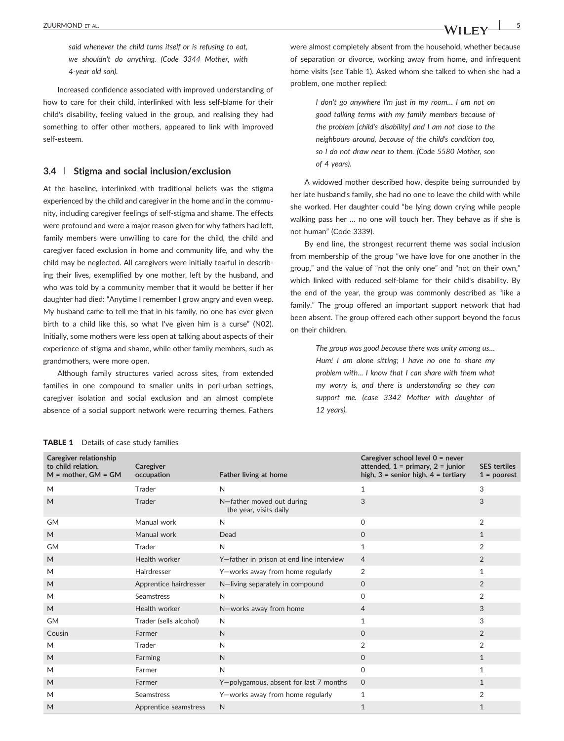said whenever the child turns itself or is refusing to eat, we shouldn't do anything. (Code 3344 Mother, with 4-year old son).

Increased confidence associated with improved understanding of how to care for their child, interlinked with less self-blame for their child's disability, feeling valued in the group, and realising they had something to offer other mothers, appeared to link with improved self-esteem.

### 3.4 | Stigma and social inclusion/exclusion

At the baseline, interlinked with traditional beliefs was the stigma experienced by the child and caregiver in the home and in the community, including caregiver feelings of self-stigma and shame. The effects were profound and were a major reason given for why fathers had left, family members were unwilling to care for the child, the child and caregiver faced exclusion in home and community life, and why the child may be neglected. All caregivers were initially tearful in describing their lives, exemplified by one mother, left by the husband, and who was told by a community member that it would be better if her daughter had died: "Anytime I remember I grow angry and even weep. My husband came to tell me that in his family, no one has ever given birth to a child like this, so what I've given him is a curse" (N02). Initially, some mothers were less open at talking about aspects of their experience of stigma and shame, while other family members, such as grandmothers, were more open.

Although family structures varied across sites, from extended families in one compound to smaller units in peri-urban settings, caregiver isolation and social exclusion and an almost complete absence of a social support network were recurring themes. Fathers were almost completely absent from the household, whether because of separation or divorce, working away from home, and infrequent home visits (see Table 1). Asked whom she talked to when she had a problem, one mother replied:

> *I don't go anywhere I'm just in my room… I am not on good talking terms with my family members because of the problem [child's disability] and I am not close to the neighbours around, because of the child's condition too, so I do not draw near to them. (Code 5580 Mother, son of 4 years).*

A widowed mother described how, despite being surrounded by her late husband's family, she had no one to leave the child with while she worked. Her daughter could "be lying down crying while people walking pass her … no one will touch her. They behave as if she is not human" (Code 3339).

By end line, the strongest recurrent theme was social inclusion from membership of the group "we have love for one another in the group," and the value of "not the only one" and "not on their own," which linked with reduced self-blame for their child's disability. By the end of the year, the group was commonly described as "like a family." The group offered an important support network that had been absent. The group offered each other support beyond the focus on their children.

> *The group was good because there was unity among us… Hum! I am alone sitting; I have no one to share my problem with… I know that I can share with them what my worry is, and there is understanding so they can support me. (case 3342 Mother with daughter of 12 years).*

**TABLE 1** Details of case study families

| Caregiver relationship to child relation. M = mother, GM = GM | Caregiver occupation | Father living at home | Caregiver school level 0 = never attended, 1 = primary, 2 = junior high, 3 = senior high, 4 = tertiary | SES tertiles 1 = poorest |
|---|---|---|---|---|
| M | Trader | N | 1 | 3 |
| M | Trader | N—father moved out during the year, visits daily | 3 | 3 |
| GM | Manual work | N | 0 | 2 |
| M | Manual work | Dead | 0 | 1 |
| GM | Trader | N | 1 | 2 |
| M | Health worker | Y—father in prison at end line interview | 4 | 2 |
| M | Hairdresser | Y—works away from home regularly | 2 | 1 |
| M | Apprentice hairdresser | N—living separately in compound | 0 | 2 |
| M | Seamstress | N | 0 | 2 |
| M | Health worker | N—works away from home | 4 | 3 |
| GM | Trader (sells alcohol) | N | 1 | 3 |
| Cousin | Farmer | N | 0 | 2 |
| M | Trader | N | 2 | 2 |
| M | Farming | N | 0 | 1 |
| M | Farmer | N | 0 | 1 |
| M | Farmer | Y—polygamous, absent for last 7 months | 0 | 1 |
| M | Seamstress | Y—works away from home regularly | 1 | 2 |
| M | Apprentice seamstress | N | 1 | 1 |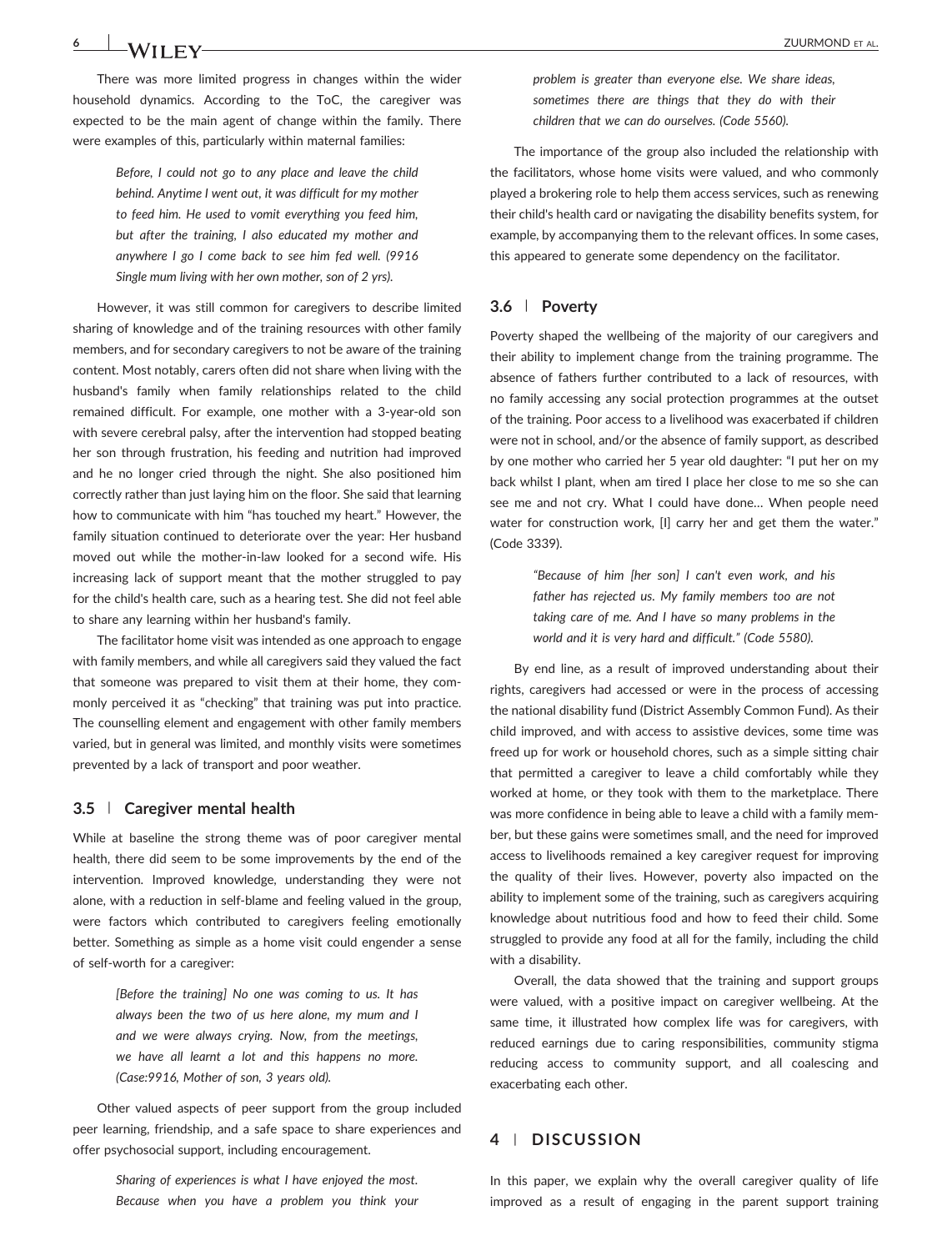There was more limited progress in changes within the wider household dynamics. According to the ToC, the caregiver was expected to be the main agent of change within the family. There were examples of this, particularly within maternal families:

> *Before, I could not go to any place and leave the child behind. Anytime I went out, it was difficult for my mother to feed him. He used to vomit everything you feed him, but after the training, I also educated my mother and anywhere I go I come back to see him fed well. (9916 Single mum living with her own mother, son of 2 yrs).*

However, it was still common for caregivers to describe limited sharing of knowledge and of the training resources with other family members, and for secondary caregivers to not be aware of the training content. Most notably, carers often did not share when living with the husband's family when family relationships related to the child remained difficult. For example, one mother with a 3-year-old son with severe cerebral palsy, after the intervention had stopped beating her son through frustration, his feeding and nutrition had improved and he no longer cried through the night. She also positioned him correctly rather than just laying him on the floor. She said that learning how to communicate with him "has touched my heart." However, the family situation continued to deteriorate over the year: Her husband moved out while the mother-in-law looked for a second wife. His increasing lack of support meant that the mother struggled to pay for the child's health care, such as a hearing test. She did not feel able to share any learning within her husband's family.

The facilitator home visit was intended as one approach to engage with family members, and while all caregivers said they valued the fact that someone was prepared to visit them at their home, they commonly perceived it as "checking" that training was put into practice. The counselling element and engagement with other family members varied, but in general was limited, and monthly visits were sometimes prevented by a lack of transport and poor weather.

### 3.5 | Caregiver mental health

While at baseline the strong theme was of poor caregiver mental health, there did seem to be some improvements by the end of the intervention. Improved knowledge, understanding they were not alone, with a reduction in self-blame and feeling valued in the group, were factors which contributed to caregivers feeling emotionally better. Something as simple as a home visit could engender a sense of self-worth for a caregiver:

> *[Before the training] No one was coming to us. It has always been the two of us here alone, my mum and I and we were always crying. Now, from the meetings, we have all learnt a lot and this happens no more. (Case:9916, Mother of son, 3 years old).*

Other valued aspects of peer support from the group included peer learning, friendship, and a safe space to share experiences and offer psychosocial support, including encouragement.

> *Sharing of experiences is what I have enjoyed the most. Because when you have a problem you think your problem is greater than everyone else. We share ideas, sometimes there are things that they do with their children that we can do ourselves. (Code 5560).*

The importance of the group also included the relationship with the facilitators, whose home visits were valued, and who commonly played a brokering role to help them access services, such as renewing their child's health card or navigating the disability benefits system, for example, by accompanying them to the relevant offices. In some cases, this appeared to generate some dependency on the facilitator.

### 3.6 | Poverty

Poverty shaped the wellbeing of the majority of our caregivers and their ability to implement change from the training programme. The absence of fathers further contributed to a lack of resources, with no family accessing any social protection programmes at the outset of the training. Poor access to a livelihood was exacerbated if children were not in school, and/or the absence of family support, as described by one mother who carried her 5 year old daughter: "I put her on my back whilst I plant, when am tired I place her close to me so she can see me and not cry. What I could have done… When people need water for construction work, [I] carry her and get them the water." (Code 3339).

> *"Because of him [her son] I can't even work, and his father has rejected us. My family members too are not taking care of me. And I have so many problems in the world and it is very hard and difficult." (Code 5580).*

By end line, as a result of improved understanding about their rights, caregivers had accessed or were in the process of accessing the national disability fund (District Assembly Common Fund). As their child improved, and with access to assistive devices, some time was freed up for work or household chores, such as a simple sitting chair that permitted a caregiver to leave a child comfortably while they worked at home, or they took with them to the marketplace. There was more confidence in being able to leave a child with a family member, but these gains were sometimes small, and the need for improved access to livelihoods remained a key caregiver request for improving the quality of their lives. However, poverty also impacted on the ability to implement some of the training, such as caregivers acquiring knowledge about nutritious food and how to feed their child. Some struggled to provide any food at all for the family, including the child with a disability.

Overall, the data showed that the training and support groups were valued, with a positive impact on caregiver wellbeing. At the same time, it illustrated how complex life was for caregivers, with reduced earnings due to caring responsibilities, community stigma reducing access to community support, and all coalescing and exacerbating each other.

## 4 | DISCUSSION

In this paper, we explain why the overall caregiver quality of life improved as a result of engaging in the parent support training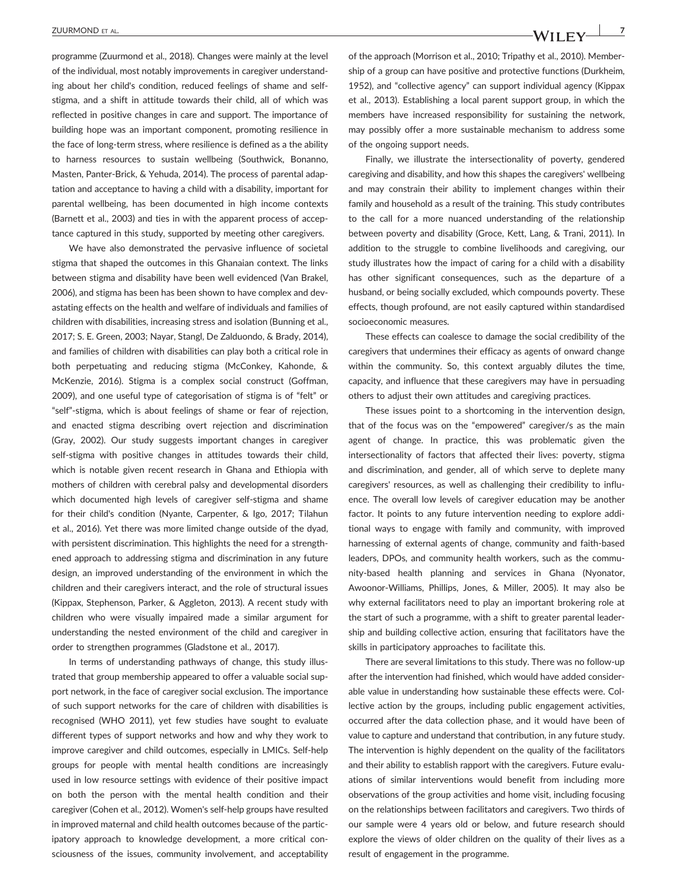programme (Zuurmond et al., 2018). Changes were mainly at the level of the individual, most notably improvements in caregiver understanding about her child's condition, reduced feelings of shame and self-stigma, and a shift in attitude towards their child, all of which was reflected in positive changes in care and support. The importance of building hope was an important component, promoting resilience in the face of long-term stress, where resilience is defined as a the ability to harness resources to sustain wellbeing (Southwick, Bonanno, Masten, Panter-Brick, & Yehuda, 2014). The process of parental adaptation and acceptance to having a child with a disability, important for parental wellbeing, has been documented in high income contexts (Barnett et al., 2003) and ties in with the apparent process of acceptance captured in this study, supported by meeting other caregivers.

We have also demonstrated the pervasive influence of societal stigma that shaped the outcomes in this Ghanaian context. The links between stigma and disability have been well evidenced (Van Brakel, 2006), and stigma has been has been shown to have complex and devastating effects on the health and welfare of individuals and families of children with disabilities, increasing stress and isolation (Bunning et al., 2017; S. E. Green, 2003; Nayar, Stangl, De Zalduondo, & Brady, 2014), and families of children with disabilities can play both a critical role in both perpetuating and reducing stigma (McConkey, Kahonde, & McKenzie, 2016). Stigma is a complex social construct (Goffman, 2009), and one useful type of categorisation of stigma is of "felt" or "self"-stigma, which is about feelings of shame or fear of rejection, and enacted stigma describing overt rejection and discrimination (Gray, 2002). Our study suggests important changes in caregiver self-stigma with positive changes in attitudes towards their child, which is notable given recent research in Ghana and Ethiopia with mothers of children with cerebral palsy and developmental disorders which documented high levels of caregiver self-stigma and shame for their child's condition (Nyante, Carpenter, & Igo, 2017; Tilahun et al., 2016). Yet there was more limited change outside of the dyad, with persistent discrimination. This highlights the need for a strengthened approach to addressing stigma and discrimination in any future design, an improved understanding of the environment in which the children and their caregivers interact, and the role of structural issues (Kippax, Stephenson, Parker, & Aggleton, 2013). A recent study with children who were visually impaired made a similar argument for understanding the nested environment of the child and caregiver in order to strengthen programmes (Gladstone et al., 2017).

In terms of understanding pathways of change, this study illustrated that group membership appeared to offer a valuable social support network, in the face of caregiver social exclusion. The importance of such support networks for the care of children with disabilities is recognised (WHO 2011), yet few studies have sought to evaluate different types of support networks and how and why they work to improve caregiver and child outcomes, especially in LMICs. Self-help groups for people with mental health conditions are increasingly used in low resource settings with evidence of their positive impact on both the person with the mental health condition and their caregiver (Cohen et al., 2012). Women's self-help groups have resulted in improved maternal and child health outcomes because of the participatory approach to knowledge development, a more critical consciousness of the issues, community involvement, and acceptability of the approach (Morrison et al., 2010; Tripathy et al., 2010). Membership of a group can have positive and protective functions (Durkheim, 1952), and "collective agency" can support individual agency (Kippax et al., 2013). Establishing a local parent support group, in which the members have increased responsibility for sustaining the network, may possibly offer a more sustainable mechanism to address some of the ongoing support needs.

Finally, we illustrate the intersectionality of poverty, gendered caregiving and disability, and how this shapes the caregivers' wellbeing and may constrain their ability to implement changes within their family and household as a result of the training. This study contributes to the call for a more nuanced understanding of the relationship between poverty and disability (Groce, Kett, Lang, & Trani, 2011). In addition to the struggle to combine livelihoods and caregiving, our study illustrates how the impact of caring for a child with a disability has other significant consequences, such as the departure of a husband, or being socially excluded, which compounds poverty. These effects, though profound, are not easily captured within standardised socioeconomic measures.

These effects can coalesce to damage the social credibility of the caregivers that undermines their efficacy as agents of onward change within the community. So, this context arguably dilutes the time, capacity, and influence that these caregivers may have in persuading others to adjust their own attitudes and caregiving practices.

These issues point to a shortcoming in the intervention design, that of the focus was on the "empowered" caregiver/s as the main agent of change. In practice, this was problematic given the intersectionality of factors that affected their lives: poverty, stigma and discrimination, and gender, all of which serve to deplete many caregivers' resources, as well as challenging their credibility to influence. The overall low levels of caregiver education may be another factor. It points to any future intervention needing to explore additional ways to engage with family and community, with improved harnessing of external agents of change, community and faith-based leaders, DPOs, and community health workers, such as the community-based health planning and services in Ghana (Nyonator, Awoonor-Williams, Phillips, Jones, & Miller, 2005). It may also be why external facilitators need to play an important brokering role at the start of such a programme, with a shift to greater parental leadership and building collective action, ensuring that facilitators have the skills in participatory approaches to facilitate this.

There are several limitations to this study. There was no follow-up after the intervention had finished, which would have added considerable value in understanding how sustainable these effects were. Collective action by the groups, including public engagement activities, occurred after the data collection phase, and it would have been of value to capture and understand that contribution, in any future study. The intervention is highly dependent on the quality of the facilitators and their ability to establish rapport with the caregivers. Future evaluations of similar interventions would benefit from including more observations of the group activities and home visit, including focusing on the relationships between facilitators and caregivers. Two thirds of our sample were 4 years old or below, and future research should explore the views of older children on the quality of their lives as a result of engagement in the programme.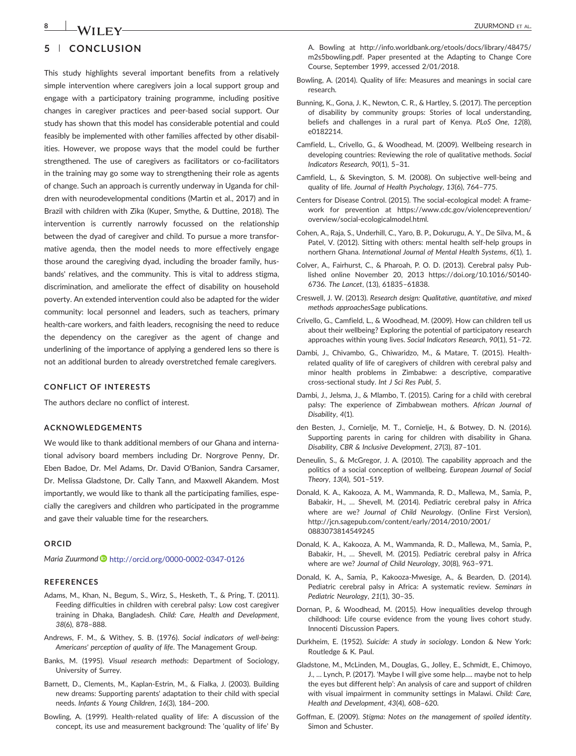## 5 | CONCLUSION

This study highlights several important benefits from a relatively simple intervention where caregivers join a local support group and engage with a participatory training programme, including positive changes in caregiver practices and peer-based social support. Our study has shown that this model has considerable potential and could feasibly be implemented with other families affected by other disabilities. However, we propose ways that the model could be further strengthened. The use of caregivers as facilitators or co-facilitators in the training may go some way to strengthening their role as agents of change. Such an approach is currently underway in Uganda for children with neurodevelopmental conditions (Martin et al., 2017) and in Brazil with children with Zika (Kuper, Smythe, & Duttine, 2018). The intervention is currently narrowly focussed on the relationship between the dyad of caregiver and child. To pursue a more transformative agenda, then the model needs to more effectively engage those around the caregiving dyad, including the broader family, husbands' relatives, and the community. This is vital to address stigma, discrimination, and ameliorate the effect of disability on household poverty. An extended intervention could also be adapted for the wider community: local personnel and leaders, such as teachers, primary health-care workers, and faith leaders, recognising the need to reduce the dependency on the caregiver as the agent of change and underlining of the importance of applying a gendered lens so there is not an additional burden to already overstretched female caregivers.

### CONFLICT OF INTERESTS

The authors declare no conflict of interest.

### ACKNOWLEDGEMENTS

We would like to thank additional members of our Ghana and international advisory board members including Dr. Norgrove Penny, Dr. Eben Badoe, Dr. Mel Adams, Dr. David O'Banion, Sandra Carsamer, Dr. Melissa Gladstone, Dr. Cally Tann, and Maxwell Akandem. Most importantly, we would like to thank all the participating families, especially the caregivers and children who participated in the programme and gave their valuable time for the researchers.

### ORCID

*Maria Zuurmond* http://orcid.org/0000-0002-0347-0126

### REFERENCES

Adams, M., Khan, N., Begum, S., Wirz, S., Hesketh, T., & Pring, T. (2011). Feeding difficulties in children with cerebral palsy: Low cost caregiver training in Dhaka, Bangladesh. *Child: Care, Health and Development*, *38*(6), 878–888.

Andrews, F. M., & Withey, S. B. (1976). *Social indicators of well-being: Americans' perception of quality of life*. The Management Group.

Banks, M. (1995). *Visual research methods*: Department of Sociology, University of Surrey.

Barnett, D., Clements, M., Kaplan-Estrin, M., & Fialka, J. (2003). Building new dreams: Supporting parents' adaptation to their child with special needs. *Infants & Young Children*, *16*(3), 184–200.

Bowling, A. (1999). Health-related quality of life: A discussion of the concept, its use and measurement background: The 'quality of life' By A. Bowling at http://info.worldbank.org/etools/docs/library/48475/m2s5bowling.pdf. Paper presented at the Adapting to Change Core Course, September 1999, accessed 2/01/2018.

Bowling, A. (2014). Quality of life: Measures and meanings in social care research.

Bunning, K., Gona, J. K., Newton, C. R., & Hartley, S. (2017). The perception of disability by community groups: Stories of local understanding, beliefs and challenges in a rural part of Kenya. *PLoS One*, *12*(8), e0182214.

Camfield, L., Crivello, G., & Woodhead, M. (2009). Wellbeing research in developing countries: Reviewing the role of qualitative methods. *Social Indicators Research*, *90*(1), 5–31.

Camfield, L., & Skevington, S. M. (2008). On subjective well-being and quality of life. *Journal of Health Psychology*, *13*(6), 764–775.

Centers for Disease Control. (2015). The social-ecological model: A framework for prevention at https://www.cdc.gov/violenceprevention/overview/social-ecologicalmodel.html.

Cohen, A., Raja, S., Underhill, C., Yaro, B. P., Dokurugu, A. Y., De Silva, M., & Patel, V. (2012). Sitting with others: mental health self-help groups in northern Ghana. *International Journal of Mental Health Systems*, *6*(1), 1.

Colver, A., Fairhurst, C., & Pharoah, P. O. D. (2013). Cerebral palsy Published online November 20, 2013 https://doi.org/10.1016/S0140-6736. *The Lancet*, (13), 61835–61838.

Creswell, J. W. (2013). *Research design: Qualitative, quantitative, and mixed methods approaches*Sage publications.

Crivello, G., Camfield, L., & Woodhead, M. (2009). How can children tell us about their wellbeing? Exploring the potential of participatory research approaches within young lives. *Social Indicators Research*, *90*(1), 51–72.

Dambi, J., Chivambo, G., Chiwaridzo, M., & Matare, T. (2015). Health-related quality of life of caregivers of children with cerebral palsy and minor health problems in Zimbabwe: a descriptive, comparative cross-sectional study. *Int J Sci Res Publ*, *5*.

Dambi, J., Jelsma, J., & Mlambo, T. (2015). Caring for a child with cerebral palsy: The experience of Zimbabwean mothers. *African Journal of Disability*, *4*(1).

den Besten, J., Cornielje, M. T., Cornielje, H., & Botwey, D. N. (2016). Supporting parents in caring for children with disability in Ghana. *Disability, CBR & Inclusive Development*, *27*(3), 87–101.

Deneulin, S., & McGregor, J. A. (2010). The capability approach and the politics of a social conception of wellbeing. *European Journal of Social Theory*, *13*(4), 501–519.

Donald, K. A., Kakooza, A. M., Wammanda, R. D., Mallewa, M., Samia, P., Babakir, H., … Shevell, M. (2014). Pediatric cerebral palsy in Africa where are we? *Journal of Child Neurology*. (Online First Version), http://jcn.sagepub.com/content/early/2014/2010/2001/0883073814549245

Donald, K. A., Kakooza, A. M., Wammanda, R. D., Mallewa, M., Samia, P., Babakir, H., … Shevell, M. (2015). Pediatric cerebral palsy in Africa where are we? *Journal of Child Neurology*, *30*(8), 963–971.

Donald, K. A., Samia, P., Kakooza-Mwesige, A., & Bearden, D. (2014). Pediatric cerebral palsy in Africa: A systematic review. *Seminars in Pediatric Neurology*, *21*(1), 30–35.

Dornan, P., & Woodhead, M. (2015). How inequalities develop through childhood: Life course evidence from the young lives cohort study. Innocenti Discussion Papers.

Durkheim, E. (1952). *Suicide: A study in sociology*. London & New York: Routledge & K. Paul.

Gladstone, M., McLinden, M., Douglas, G., Jolley, E., Schmidt, E., Chimoyo, J., … Lynch, P. (2017). 'Maybe I will give some help…. maybe not to help the eyes but different help': An analysis of care and support of children with visual impairment in community settings in Malawi. *Child: Care, Health and Development*, *43*(4), 608–620.

Goffman, E. (2009). *Stigma: Notes on the management of spoiled identity*. Simon and Schuster.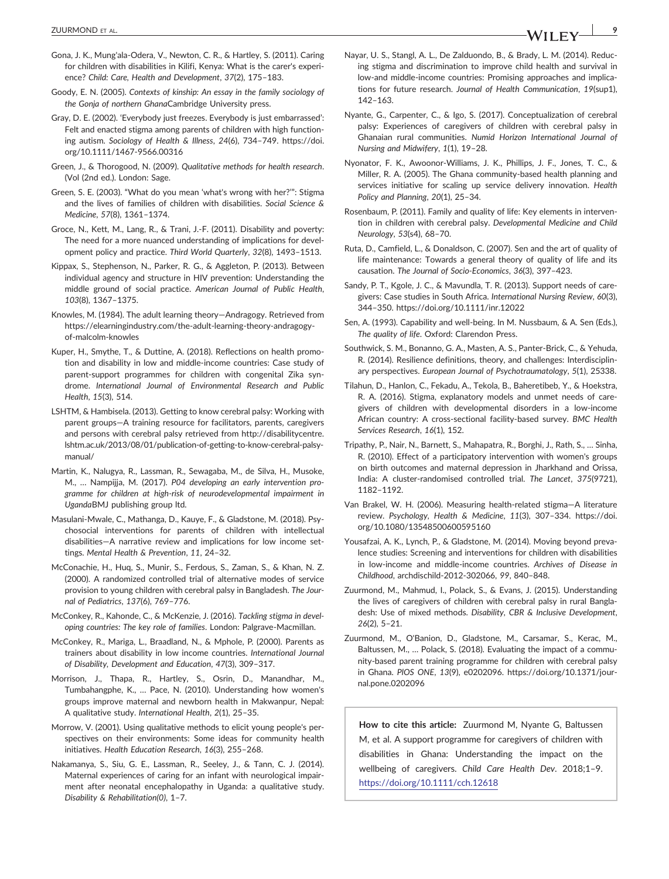Gona, J. K., Mung'ala-Odera, V., Newton, C. R., & Hartley, S. (2011). Caring for children with disabilities in Kilifi, Kenya: What is the carer's experience? *Child: Care, Health and Development*, *37*(2), 175–183.

Goody, E. N. (2005). *Contexts of kinship: An essay in the family sociology of the Gonja of northern Ghana*Cambridge University press.

Gray, D. E. (2002). 'Everybody just freezes. Everybody is just embarrassed': Felt and enacted stigma among parents of children with high functioning autism. *Sociology of Health & Illness*, *24*(6), 734–749. https://doi.org/10.1111/1467-9566.00316

Green, J., & Thorogood, N. (2009). *Qualitative methods for health research*. (Vol (2nd ed.). London: Sage.

Green, S. E. (2003). "What do you mean 'what's wrong with her?'": Stigma and the lives of families of children with disabilities. *Social Science & Medicine*, *57*(8), 1361–1374.

Groce, N., Kett, M., Lang, R., & Trani, J.-F. (2011). Disability and poverty: The need for a more nuanced understanding of implications for development policy and practice. *Third World Quarterly*, *32*(8), 1493–1513.

Kippax, S., Stephenson, N., Parker, R. G., & Aggleton, P. (2013). Between individual agency and structure in HIV prevention: Understanding the middle ground of social practice. *American Journal of Public Health*, *103*(8), 1367–1375.

Knowles, M. (1984). The adult learning theory—Andragogy. Retrieved from https://elearningindustry.com/the-adult-learning-theory-andragogy-of-malcolm-knowles

Kuper, H., Smythe, T., & Duttine, A. (2018). Reflections on health promotion and disability in low and middle-income countries: Case study of parent-support programmes for children with congenital Zika syndrome. *International Journal of Environmental Research and Public Health*, *15*(3), 514.

LSHTM, & Hambisela. (2013). Getting to know cerebral palsy: Working with parent groups—A training resource for facilitators, parents, caregivers and persons with cerebral palsy retrieved from http://disabilitycentre.lshtm.ac.uk/2013/08/01/publication-of-getting-to-know-cerebral-palsy-manual/

Martin, K., Nalugya, R., Lassman, R., Sewagaba, M., de Silva, H., Musoke, M., … Nampijja, M. (2017). *P04 developing an early intervention programme for children at high-risk of neurodevelopmental impairment in Uganda*BMJ publishing group ltd.

Masulani-Mwale, C., Mathanga, D., Kauye, F., & Gladstone, M. (2018). Psychosocial interventions for parents of children with intellectual disabilities—A narrative review and implications for low income settings. *Mental Health & Prevention*, *11*, 24–32.

McConachie, H., Huq, S., Munir, S., Ferdous, S., Zaman, S., & Khan, N. Z. (2000). A randomized controlled trial of alternative modes of service provision to young children with cerebral palsy in Bangladesh. *The Journal of Pediatrics*, *137*(6), 769–776.

McConkey, R., Kahonde, C., & McKenzie, J. (2016). *Tackling stigma in developing countries: The key role of families*. London: Palgrave-Macmillan.

McConkey, R., Mariga, L., Braadland, N., & Mphole, P. (2000). Parents as trainers about disability in low income countries. *International Journal of Disability, Development and Education*, *47*(3), 309–317.

Morrison, J., Thapa, R., Hartley, S., Osrin, D., Manandhar, M., Tumbahangphe, K., … Pace, N. (2010). Understanding how women's groups improve maternal and newborn health in Makwanpur, Nepal: A qualitative study. *International Health*, *2*(1), 25–35.

Morrow, V. (2001). Using qualitative methods to elicit young people's perspectives on their environments: Some ideas for community health initiatives. *Health Education Research*, *16*(3), 255–268.

Nakamanya, S., Siu, G. E., Lassman, R., Seeley, J., & Tann, C. J. (2014). Maternal experiences of caring for an infant with neurological impairment after neonatal encephalopathy in Uganda: a qualitative study. *Disability & Rehabilitation(0)*, 1–7.

Nayar, U. S., Stangl, A. L., De Zalduondo, B., & Brady, L. M. (2014). Reducing stigma and discrimination to improve child health and survival in low-and middle-income countries: Promising approaches and implications for future research. *Journal of Health Communication*, *19*(sup1), 142–163.

Nyante, G., Carpenter, C., & Igo, S. (2017). Conceptualization of cerebral palsy: Experiences of caregivers of children with cerebral palsy in Ghanaian rural communities. *Numid Horizon International Journal of Nursing and Midwifery*, *1*(1), 19–28.

Nyonator, F. K., Awoonor-Williams, J. K., Phillips, J. F., Jones, T. C., & Miller, R. A. (2005). The Ghana community-based health planning and services initiative for scaling up service delivery innovation. *Health Policy and Planning*, *20*(1), 25–34.

Rosenbaum, P. (2011). Family and quality of life: Key elements in intervention in children with cerebral palsy. *Developmental Medicine and Child Neurology*, *53*(s4), 68–70.

Ruta, D., Camfield, L., & Donaldson, C. (2007). Sen and the art of quality of life maintenance: Towards a general theory of quality of life and its causation. *The Journal of Socio-Economics*, *36*(3), 397–423.

Sandy, P. T., Kgole, J. C., & Mavundla, T. R. (2013). Support needs of caregivers: Case studies in South Africa. *International Nursing Review*, *60*(3), 344–350. https://doi.org/10.1111/inr.12022

Sen, A. (1993). Capability and well-being. In M. Nussbaum, & A. Sen (Eds.), *The quality of life*. Oxford: Clarendon Press.

Southwick, S. M., Bonanno, G. A., Masten, A. S., Panter-Brick, C., & Yehuda, R. (2014). Resilience definitions, theory, and challenges: Interdisciplinary perspectives. *European Journal of Psychotraumatology*, *5*(1), 25338.

Tilahun, D., Hanlon, C., Fekadu, A., Tekola, B., Baheretibeb, Y., & Hoekstra, R. A. (2016). Stigma, explanatory models and unmet needs of caregivers of children with developmental disorders in a low-income African country: A cross-sectional facility-based survey. *BMC Health Services Research*, *16*(1), 152.

Tripathy, P., Nair, N., Barnett, S., Mahapatra, R., Borghi, J., Rath, S., … Sinha, R. (2010). Effect of a participatory intervention with women's groups on birth outcomes and maternal depression in Jharkhand and Orissa, India: A cluster-randomised controlled trial. *The Lancet*, *375*(9721), 1182–1192.

Van Brakel, W. H. (2006). Measuring health-related stigma—A literature review. *Psychology, Health & Medicine*, *11*(3), 307–334. https://doi.org/10.1080/13548500600595160

Yousafzai, A. K., Lynch, P., & Gladstone, M. (2014). Moving beyond prevalence studies: Screening and interventions for children with disabilities in low-income and middle-income countries. *Archives of Disease in Childhood*, archdischild-2012-302066, *99*, 840–848.

Zuurmond, M., Mahmud, I., Polack, S., & Evans, J. (2015). Understanding the lives of caregivers of children with cerebral palsy in rural Bangladesh: Use of mixed methods. *Disability, CBR & Inclusive Development*, *26*(2), 5–21.

Zuurmond, M., O'Banion, D., Gladstone, M., Carsamar, S., Kerac, M., Baltussen, M., … Polack, S. (2018). Evaluating the impact of a community-based parent training programme for children with cerebral palsy in Ghana. *PlOS ONE*, *13*(9), e0202096. https://doi.org/10.1371/journal.pone.0202096

**How to cite this article:** Zuurmond M, Nyante G, Baltussen M, et al. A support programme for caregivers of children with disabilities in Ghana: Understanding the impact on the wellbeing of caregivers. *Child Care Health Dev*. 2018;1–9. https://doi.org/10.1111/cch.12618